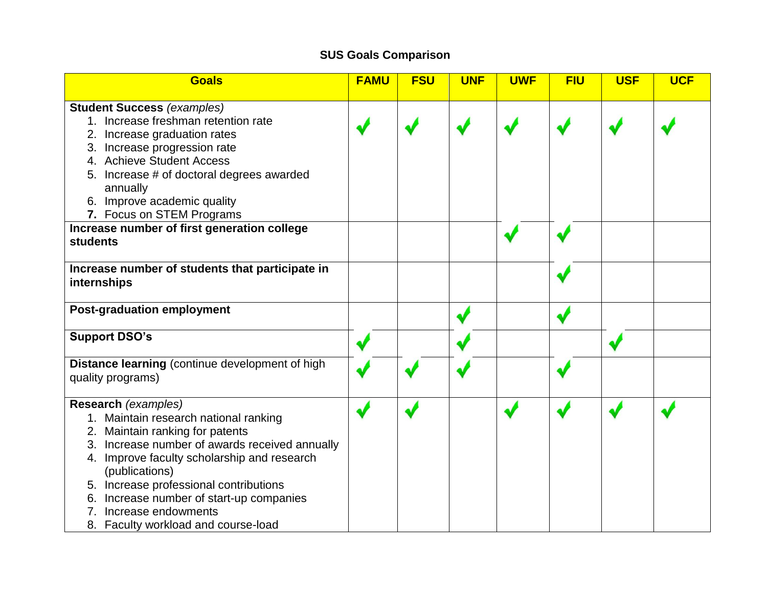## SUS Goals Comparison

| Goals | FAMU | FSU | UNF | UWF | FIU | USF | UCF |
|---|---|---|---|---|---|---|---|
| **Student Success** *(examples)*<br>1. Increase freshman retention rate<br>2. Increase graduation rates<br>3. Increase progression rate<br>4. Achieve Student Access<br>5. Increase # of doctoral degrees awarded annually<br>6. Improve academic quality<br>7. Focus on STEM Programs | ✓ | ✓ | ✓ | ✓ | ✓ | ✓ | ✓ |
| **Increase number of first generation college students** | | | | ✓ | ✓ | | |
| **Increase number of students that participate in internships** | | | | | ✓ | | |
| **Post-graduation employment** | | | ✓ | | ✓ | | |
| **Support DSO's** | ✓ | | ✓ | | | ✓ | |
| **Distance learning** (continue development of high quality programs) | ✓ | ✓ | ✓ | | ✓ | | |
| **Research** *(examples)*<br>1. Maintain research national ranking<br>2. Maintain ranking for patents<br>3. Increase number of awards received annually<br>4. Improve faculty scholarship and research (publications)<br>5. Increase professional contributions<br>6. Increase number of start-up companies<br>7. Increase endowments<br>8. Faculty workload and course-load | ✓ | ✓ | | ✓ | ✓ | ✓ | ✓ |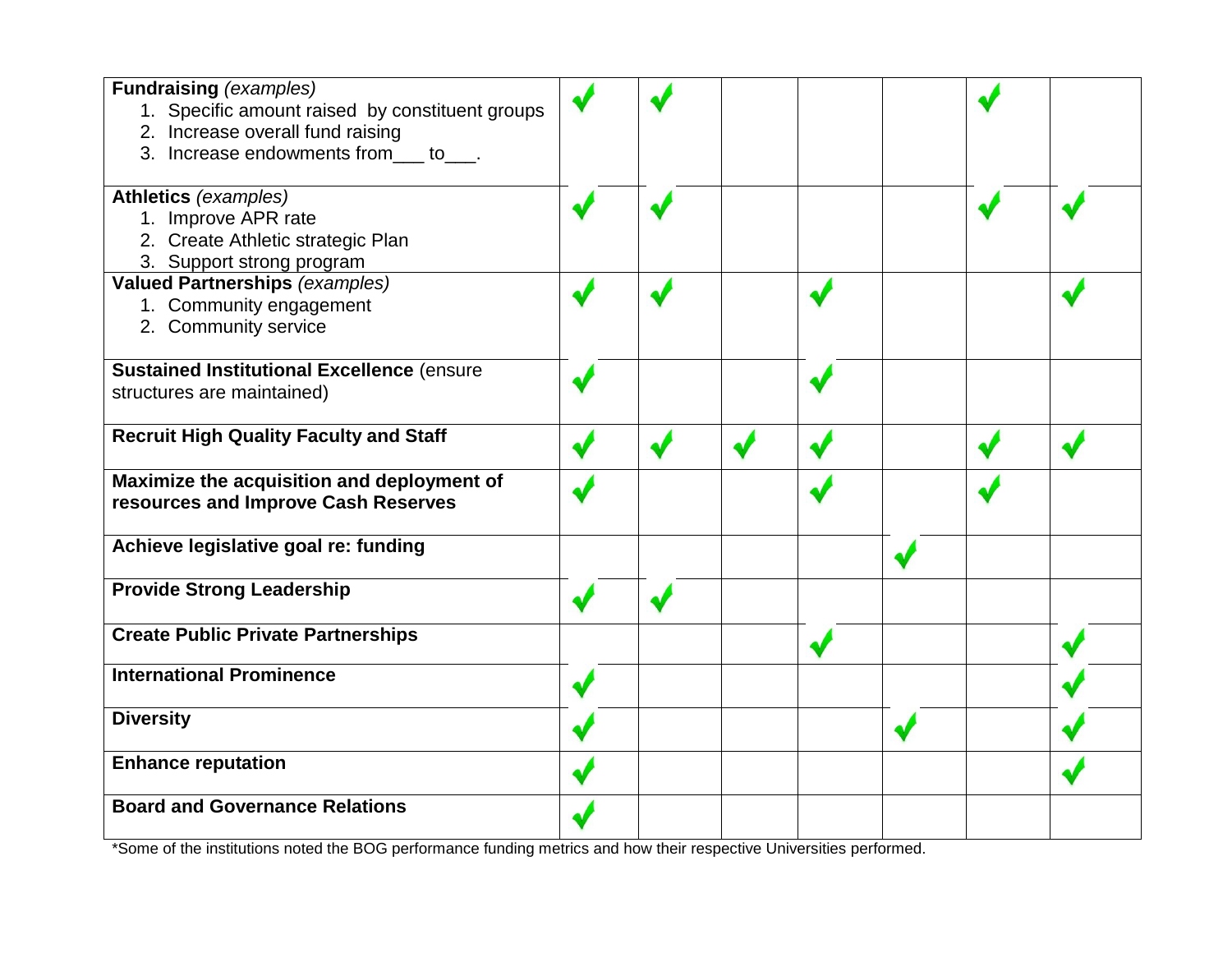| | | | | | | | |
|---|---|---|---|---|---|---|---|
| **Fundraising** *(examples)*<br>1. Specific amount raised by constituent groups<br>2. Increase overall fund raising<br>3. Increase endowments from___ to___. | ✔ | ✔ | | | | ✔ | |
| **Athletics** *(examples)*<br>1. Improve APR rate<br>2. Create Athletic strategic Plan<br>3. Support strong program | ✔ | ✔ | | | | ✔ | ✔ |
| **Valued Partnerships** *(examples)*<br>1. Community engagement<br>2. Community service | ✔ | ✔ | | ✔ | | | ✔ |
| **Sustained Institutional Excellence** (ensure structures are maintained) | ✔ | | | ✔ | | | |
| **Recruit High Quality Faculty and Staff** | ✔ | ✔ | ✔ | ✔ | | ✔ | ✔ |
| **Maximize the acquisition and deployment of resources and Improve Cash Reserves** | ✔ | | | ✔ | | ✔ | |
| **Achieve legislative goal re: funding** | | | | | ✔ | | |
| **Provide Strong Leadership** | ✔ | ✔ | | | | | |
| **Create Public Private Partnerships** | | | | ✔ | | | ✔ |
| **International Prominence** | ✔ | | | | | | ✔ |
| **Diversity** | ✔ | | | | ✔ | | ✔ |
| **Enhance reputation** | ✔ | | | | | | ✔ |
| **Board and Governance Relations** | ✔ | | | | | | |

*Some of the institutions noted the BOG performance funding metrics and how their respective Universities performed.